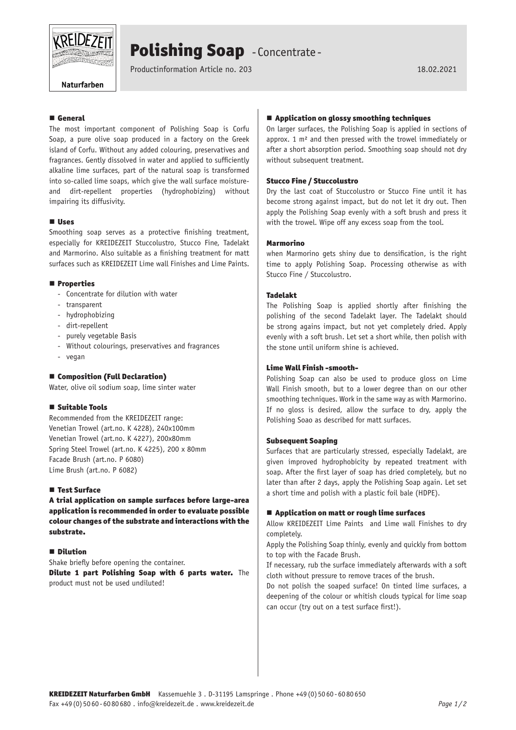KREIDEZEIT

Naturfarben

# Polishing Soap - Concentrate -

Productinformation Article no. 203

18.02.2021

## General

The most important component of Polishing Soap is Corfu Soap, a pure olive soap produced in a factory on the Greek island of Corfu. Without any added colouring, preservatives and fragrances. Gently dissolved in water and applied to sufficiently alkaline lime surfaces, part of the natural soap is transformed into so-called lime soaps, which give the wall surface moisture- and dirt-repellent properties (hydrophobizing) without impairing its diffusivity.

## Uses

Smoothing soap serves as a protective finishing treatment, especially for KREIDEZEIT Stuccolustro, Stucco Fine, Tadelakt and Marmorino. Also suitable as a finishing treatment for matt surfaces such as KREIDEZEIT Lime wall Finishes and Lime Paints.

## Properties

- Concentrate for dilution with water
- transparent
- hydrophobizing
- dirt-repellent
- purely vegetable Basis
- Without colourings, preservatives and fragrances
- vegan

## Composition (Full Declaration)

Water, olive oil sodium soap, lime sinter water

## Suitable Tools

Recommended from the KREIDEZEIT range:
Venetian Trowel (art.no. K 4228), 240x100mm
Venetian Trowel (art.no. K 4227), 200x80mm
Spring Steel Trowel (art.no. K 4225), 200 x 80mm
Facade Brush (art.no. P 6080)
Lime Brush (art.no. P 6082)

## Test Surface

**A trial application on sample surfaces before large-area application is recommended in order to evaluate possible colour changes of the substrate and interactions with the substrate.**

## Dilution

Shake briefly before opening the container.
**Dilute 1 part Polishing Soap with 6 parts water.** The product must not be used undiluted!

## Application on glossy smoothing techniques

On larger surfaces, the Polishing Soap is applied in sections of approx. 1 m² and then pressed with the trowel immediately or after a short absorption period. Smoothing soap should not dry without subsequent treatment.

### Stucco Fine / Stuccolustro

Dry the last coat of Stuccolustro or Stucco Fine until it has become strong against impact, but do not let it dry out. Then apply the Polishing Soap evenly with a soft brush and press it with the trowel. Wipe off any excess soap from the tool.

### Marmorino

when Marmorino gets shiny due to densification, is the right time to apply Polishing Soap. Processing otherwise as with Stucco Fine / Stuccolustro.

### Tadelakt

The Polishing Soap is applied shortly after finishing the polishing of the second Tadelakt layer. The Tadelakt should be strong agains impact, but not yet completely dried. Apply evenly with a soft brush. Let set a short while, then polish with the stone until uniform shine is achieved.

### Lime Wall Finish -smooth-

Polishing Soap can also be used to produce gloss on Lime Wall Finish smooth, but to a lower degree than on our other smoothing techniques. Work in the same way as with Marmorino. If no gloss is desired, allow the surface to dry, apply the Polishing Soao as described for matt surfaces.

### Subsequent Soaping

Surfaces that are particularly stressed, especially Tadelakt, are given improved hydrophobicity by repeated treatment with soap. After the first layer of soap has dried completely, but no later than after 2 days, apply the Polishing Soap again. Let set a short time and polish with a plastic foil bale (HDPE).

## Application on matt or rough lime surfaces

Allow KREIDEZEIT Lime Paints and Lime wall Finishes to dry completely.

Apply the Polishing Soap thinly, evenly and quickly from bottom to top with the Facade Brush.

If necessary, rub the surface immediately afterwards with a soft cloth without pressure to remove traces of the brush.

Do not polish the soaped surface! On tinted lime surfaces, a deepening of the colour or whitish clouds typical for lime soap can occur (try out on a test surface first!).

**KREIDEZEIT Naturfarben GmbH** Kassemuehle 3 . D-31195 Lamspringe . Phone +49 (0) 50 60 - 60 80 650
Fax +49 (0) 50 60 - 60 80 680 . info@kreidezeit.de . www.kreidezeit.de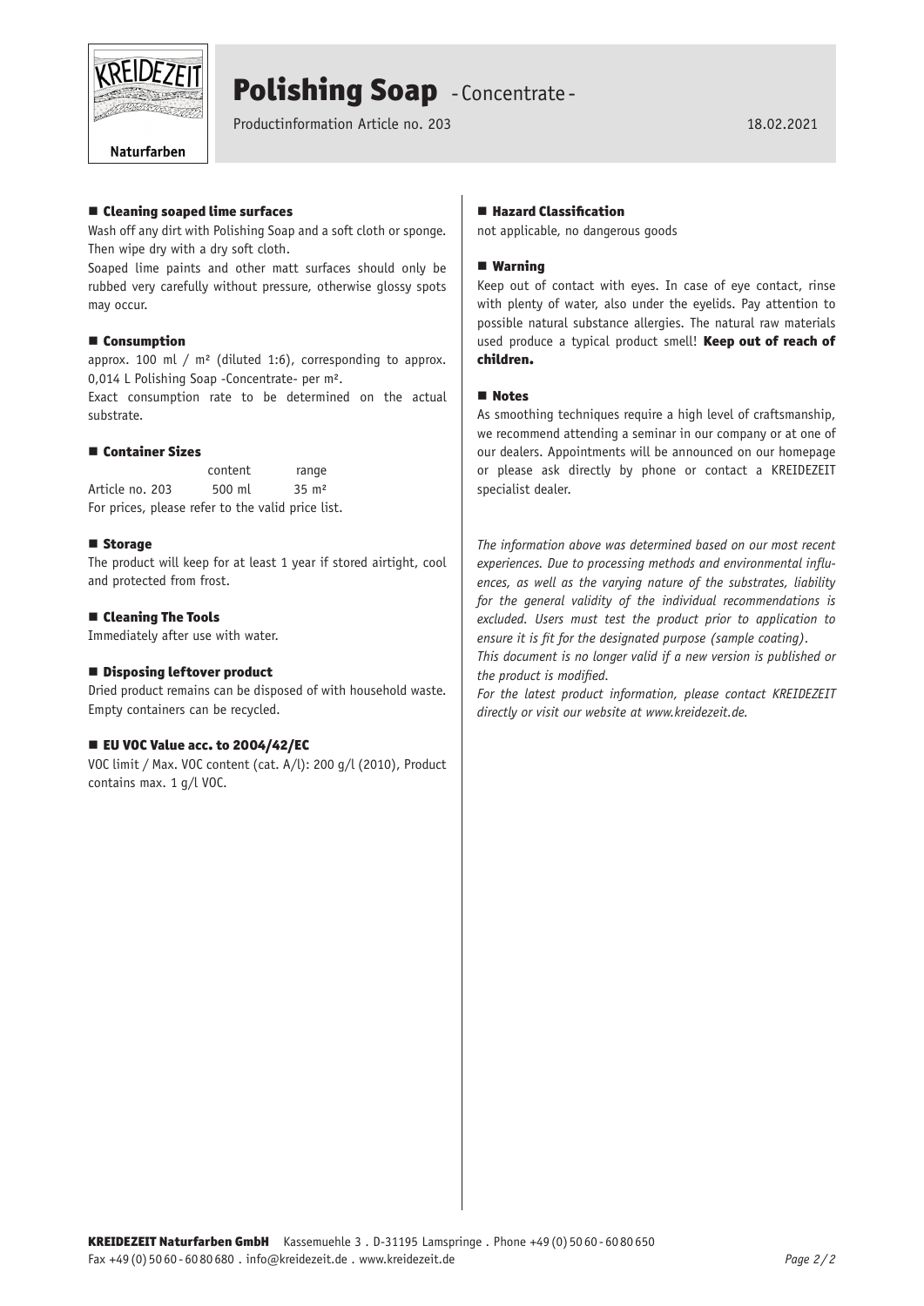# Polishing Soap - Concentrate -

Productinformation Article no. 203

18.02.2021

## Cleaning soaped lime surfaces

Wash off any dirt with Polishing Soap and a soft cloth or sponge. Then wipe dry with a dry soft cloth.

Soaped lime paints and other matt surfaces should only be rubbed very carefully without pressure, otherwise glossy spots may occur.

## Consumption

approx. 100 ml / m² (diluted 1:6), corresponding to approx. 0,014 L Polishing Soap -Concentrate- per m².

Exact consumption rate to be determined on the actual substrate.

## Container Sizes

| | content | range |
|---|---|---|
| Article no. 203 | 500 ml | 35 m² |

For prices, please refer to the valid price list.

## Storage

The product will keep for at least 1 year if stored airtight, cool and protected from frost.

## Cleaning The Tools

Immediately after use with water.

## Disposing leftover product

Dried product remains can be disposed of with household waste. Empty containers can be recycled.

## EU VOC Value acc. to 2004/42/EC

VOC limit / Max. VOC content (cat. A/l): 200 g/l (2010), Product contains max. 1 g/l VOC.

## Hazard Classification

not applicable, no dangerous goods

## Warning

Keep out of contact with eyes. In case of eye contact, rinse with plenty of water, also under the eyelids. Pay attention to possible natural substance allergies. The natural raw materials used produce a typical product smell! **Keep out of reach of children.**

## Notes

As smoothing techniques require a high level of craftsmanship, we recommend attending a seminar in our company or at one of our dealers. Appointments will be announced on our homepage or please ask directly by phone or contact a KREIDEZEIT specialist dealer.

*The information above was determined based on our most recent experiences. Due to processing methods and environmental influences, as well as the varying nature of the substrates, liability for the general validity of the individual recommendations is excluded. Users must test the product prior to application to ensure it is fit for the designated purpose (sample coating).*

*This document is no longer valid if a new version is published or the product is modified.*

*For the latest product information, please contact KREIDEZEIT directly or visit our website at www.kreidezeit.de.*

**KREIDEZEIT Naturfarben GmbH** Kassemuehle 3 . D-31195 Lamspringe . Phone +49 (0) 50 60 - 60 80 650
Fax +49 (0) 50 60 - 60 80 680 . info@kreidezeit.de . www.kreidezeit.de